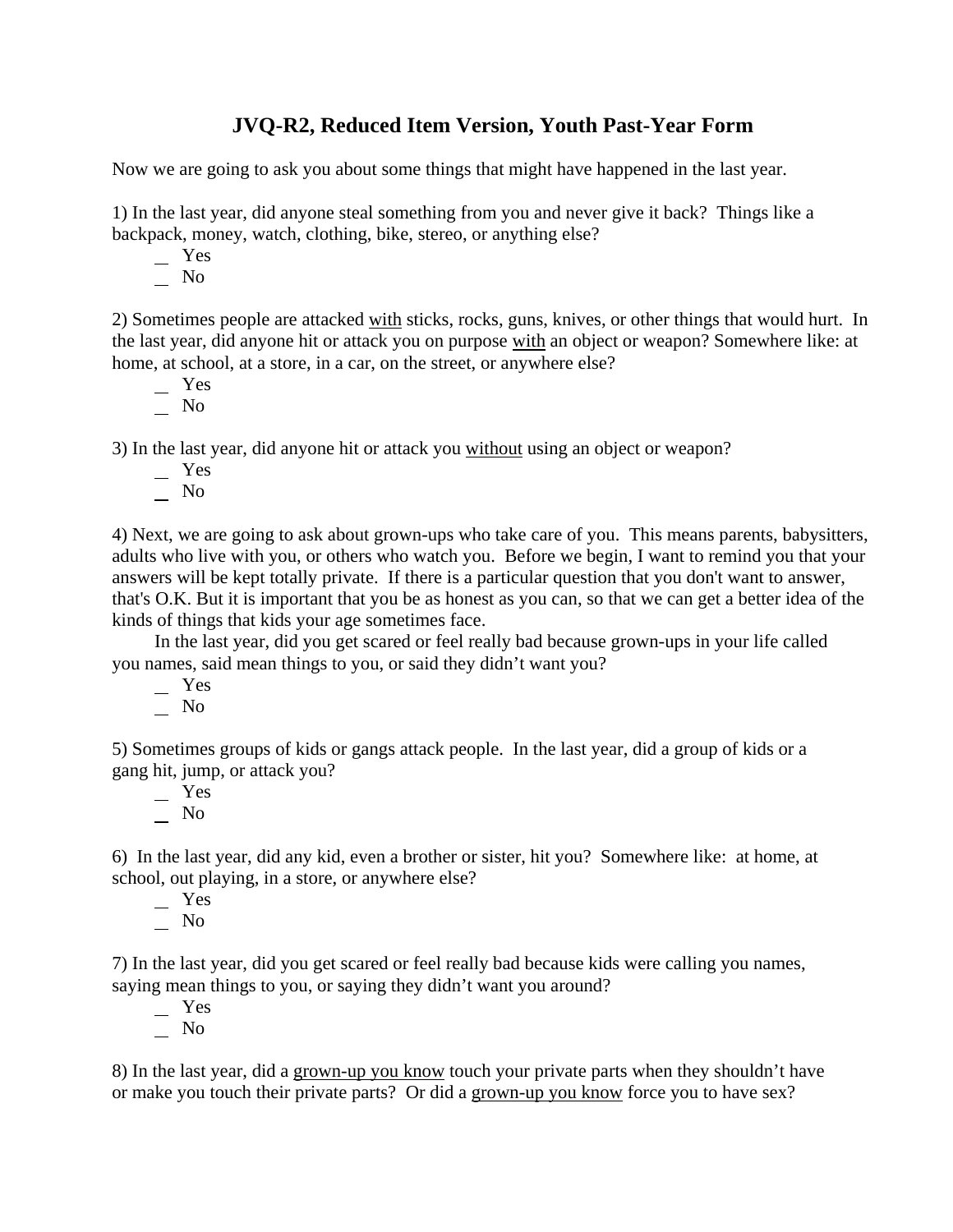# JVQ-R2, Reduced Item Version, Youth Past-Year Form

Now we are going to ask you about some things that might have happened in the last year.

1) In the last year, did anyone steal something from you and never give it back? Things like a backpack, money, watch, clothing, bike, stereo, or anything else?

- __ Yes
- __ No

2) Sometimes people are attacked <u>with</u> sticks, rocks, guns, knives, or other things that would hurt. In the last year, did anyone hit or attack you on purpose <u>with</u> an object or weapon? Somewhere like: at home, at school, at a store, in a car, on the street, or anywhere else?

- __ Yes
- __ No

3) In the last year, did anyone hit or attack you <u>without</u> using an object or weapon?

- __ Yes
- __ No

4) Next, we are going to ask about grown-ups who take care of you. This means parents, babysitters, adults who live with you, or others who watch you. Before we begin, I want to remind you that your answers will be kept totally private. If there is a particular question that you don't want to answer, that's O.K. But it is important that you be as honest as you can, so that we can get a better idea of the kinds of things that kids your age sometimes face.

In the last year, did you get scared or feel really bad because grown-ups in your life called you names, said mean things to you, or said they didn't want you?

- __ Yes
- __ No

5) Sometimes groups of kids or gangs attack people. In the last year, did a group of kids or a gang hit, jump, or attack you?

- __ Yes
- __ No

6) In the last year, did any kid, even a brother or sister, hit you? Somewhere like: at home, at school, out playing, in a store, or anywhere else?

- __ Yes
- __ No

7) In the last year, did you get scared or feel really bad because kids were calling you names, saying mean things to you, or saying they didn't want you around?

- __ Yes
- __ No

8) In the last year, did a <u>grown-up you know</u> touch your private parts when they shouldn't have or make you touch their private parts? Or did a <u>grown-up you know</u> force you to have sex?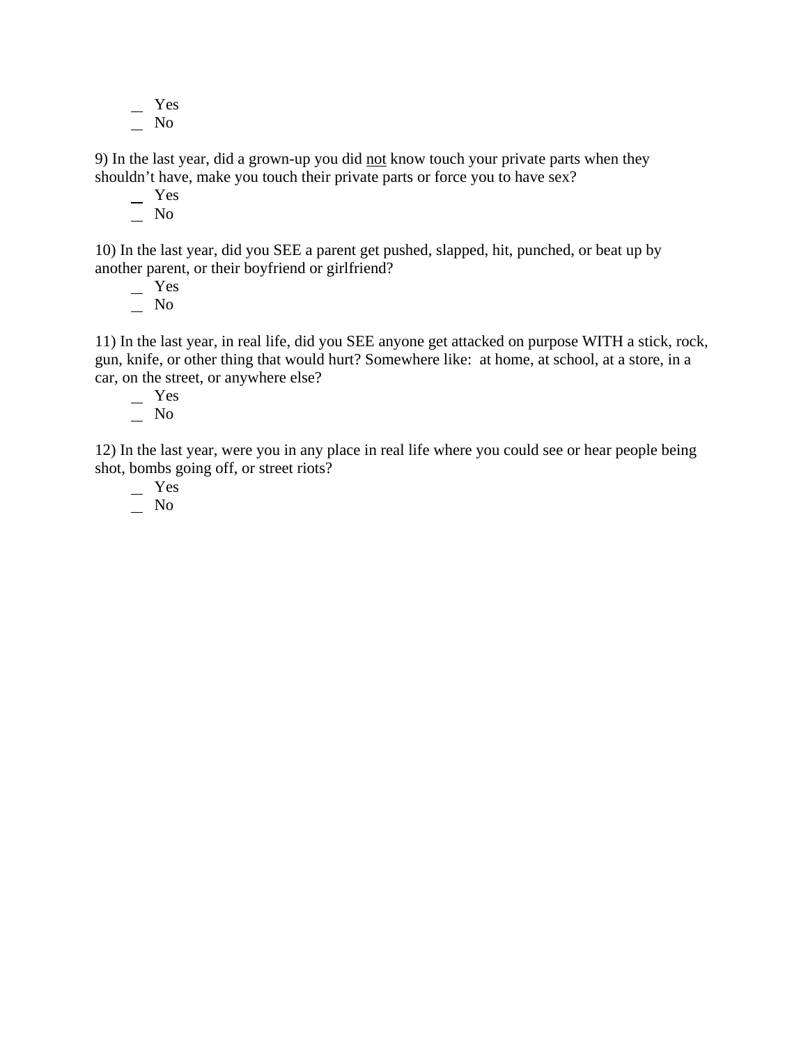_ Yes
_ No

9) In the last year, did a grown-up you did <u>not</u> know touch your private parts when they shouldn't have, make you touch their private parts or force you to have sex?

_ Yes
_ No

10) In the last year, did you SEE a parent get pushed, slapped, hit, punched, or beat up by another parent, or their boyfriend or girlfriend?

_ Yes
_ No

11) In the last year, in real life, did you SEE anyone get attacked on purpose WITH a stick, rock, gun, knife, or other thing that would hurt? Somewhere like: at home, at school, at a store, in a car, on the street, or anywhere else?

_ Yes
_ No

12) In the last year, were you in any place in real life where you could see or hear people being shot, bombs going off, or street riots?

_ Yes
_ No